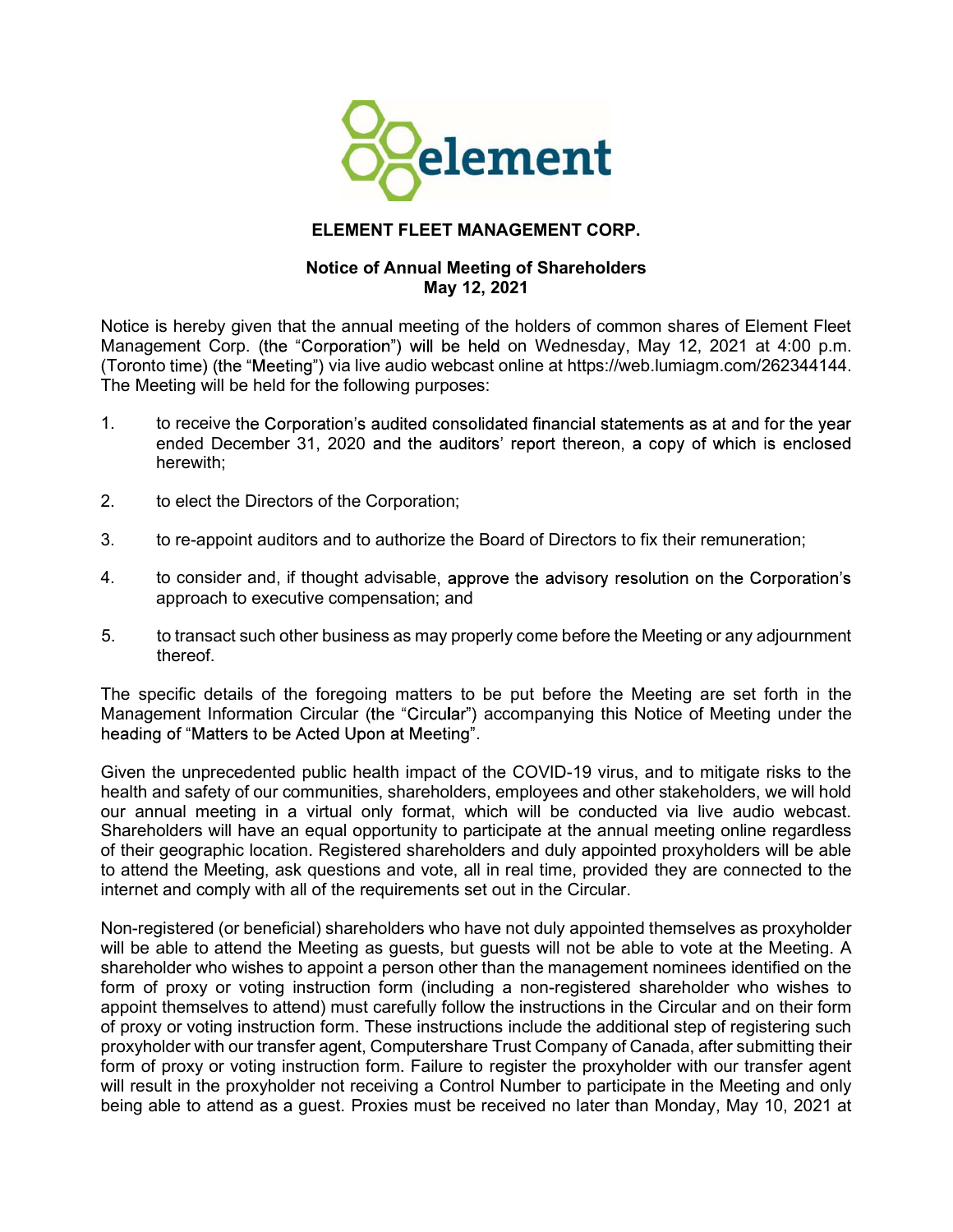# ELEMENT FLEET MANAGEMENT CORP.

## Notice of Annual Meeting of Shareholders
## May 12, 2021

Notice is hereby given that the annual meeting of the holders of common shares of Element Fleet Management Corp. (the "Corporation") will be held on Wednesday, May 12, 2021 at 4:00 p.m. (Toronto time) (the "Meeting") via live audio webcast online at https://web.lumiagm.com/262344144. The Meeting will be held for the following purposes:

1. to receive the Corporation's audited consolidated financial statements as at and for the year ended December 31, 2020 and the auditors' report thereon, a copy of which is enclosed herewith;
2. to elect the Directors of the Corporation;
3. to re-appoint auditors and to authorize the Board of Directors to fix their remuneration;
4. to consider and, if thought advisable, approve the advisory resolution on the Corporation's approach to executive compensation; and
5. to transact such other business as may properly come before the Meeting or any adjournment thereof.

The specific details of the foregoing matters to be put before the Meeting are set forth in the Management Information Circular (the "Circular") accompanying this Notice of Meeting under the heading of "Matters to be Acted Upon at Meeting".

Given the unprecedented public health impact of the COVID-19 virus, and to mitigate risks to the health and safety of our communities, shareholders, employees and other stakeholders, we will hold our annual meeting in a virtual only format, which will be conducted via live audio webcast. Shareholders will have an equal opportunity to participate at the annual meeting online regardless of their geographic location. Registered shareholders and duly appointed proxyholders will be able to attend the Meeting, ask questions and vote, all in real time, provided they are connected to the internet and comply with all of the requirements set out in the Circular.

Non-registered (or beneficial) shareholders who have not duly appointed themselves as proxyholder will be able to attend the Meeting as guests, but guests will not be able to vote at the Meeting. A shareholder who wishes to appoint a person other than the management nominees identified on the form of proxy or voting instruction form (including a non-registered shareholder who wishes to appoint themselves to attend) must carefully follow the instructions in the Circular and on their form of proxy or voting instruction form. These instructions include the additional step of registering such proxyholder with our transfer agent, Computershare Trust Company of Canada, after submitting their form of proxy or voting instruction form. Failure to register the proxyholder with our transfer agent will result in the proxyholder not receiving a Control Number to participate in the Meeting and only being able to attend as a guest. Proxies must be received no later than Monday, May 10, 2021 at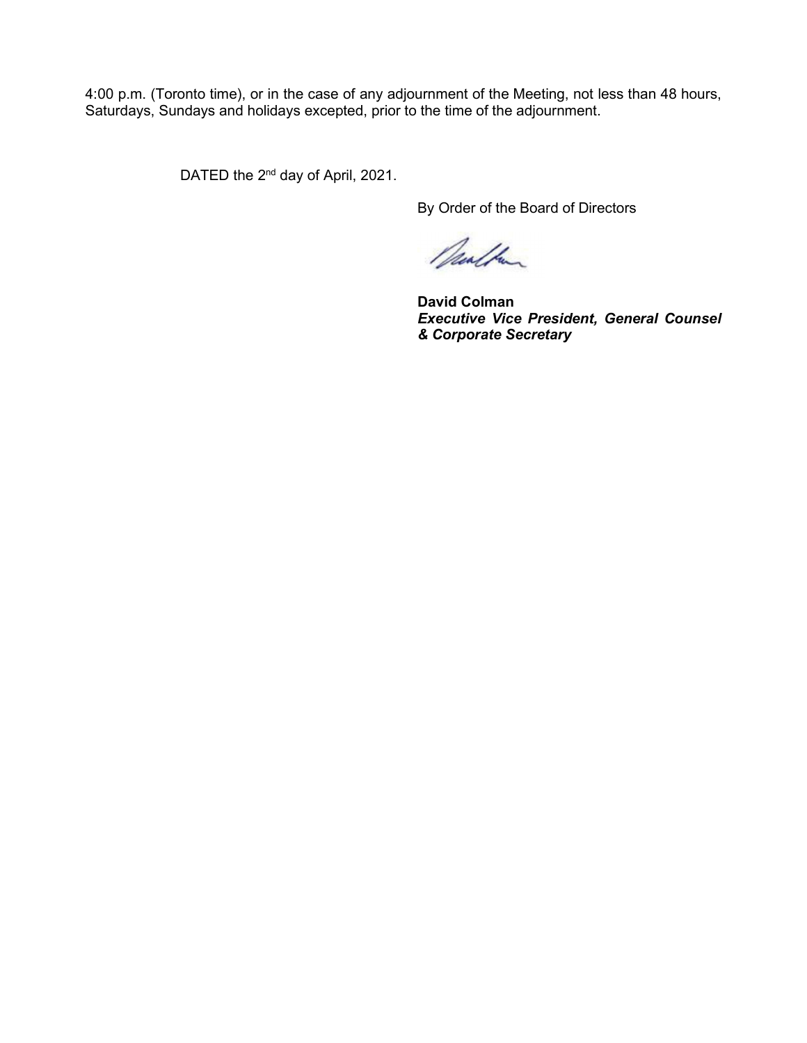4:00 p.m. (Toronto time), or in the case of any adjournment of the Meeting, not less than 48 hours, Saturdays, Sundays and holidays excepted, prior to the time of the adjournment.

DATED the 2nd day of April, 2021.

By Order of the Board of Directors

**David Colman**
***Executive Vice President, General Counsel & Corporate Secretary***